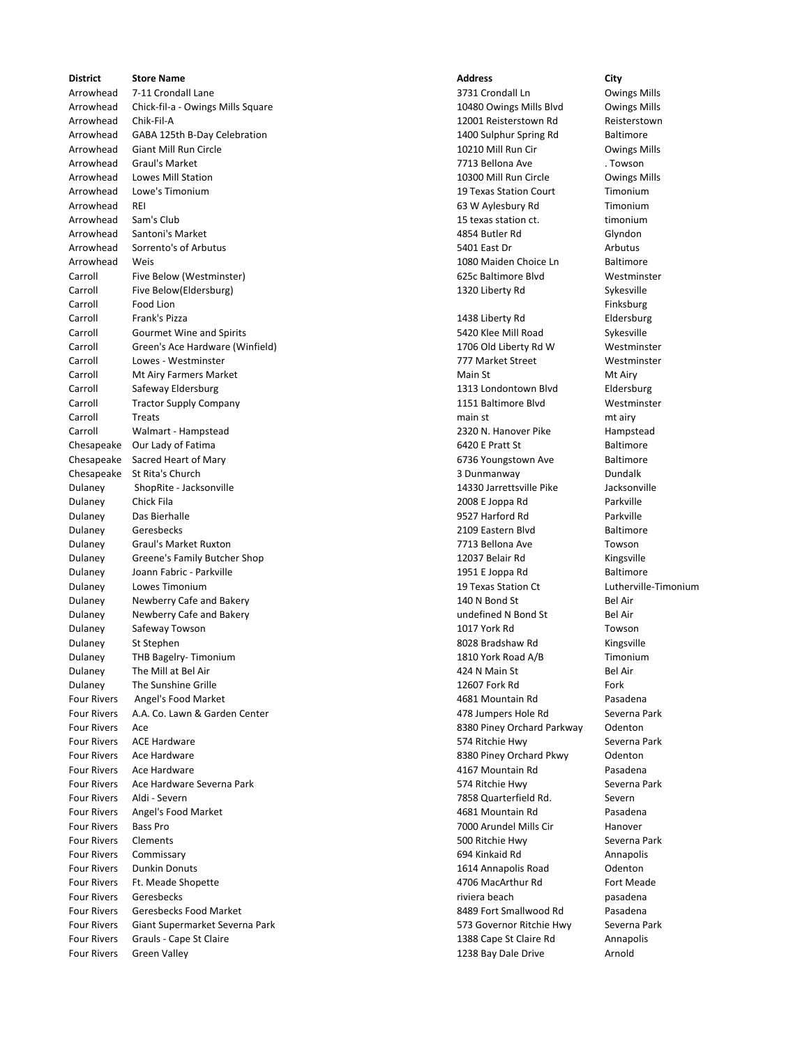| District | Store Name | Address | City |
| --- | --- | --- | --- |
| Arrowhead | 7-11 Crondall Lane | 3731 Crondall Ln | Owings Mills |
| Arrowhead | Chick-fil-a - Owings Mills Square | 10480 Owings Mills Blvd | Owings Mills |
| Arrowhead | Chik-Fil-A | 12001 Reisterstown Rd | Reisterstown |
| Arrowhead | GABA 125th B-Day Celebration | 1400 Sulphur Spring Rd | Baltimore |
| Arrowhead | Giant Mill Run Circle | 10210 Mill Run Cir | Owings Mills |
| Arrowhead | Graul's Market | 7713 Bellona Ave | . Towson |
| Arrowhead | Lowes Mill Station | 10300 Mill Run Circle | Owings Mills |
| Arrowhead | Lowe's Timonium | 19 Texas Station Court | Timonium |
| Arrowhead | REI | 63 W Aylesbury Rd | Timonium |
| Arrowhead | Sam's Club | 15 texas station ct. | timonium |
| Arrowhead | Santoni's Market | 4854 Butler Rd | Glyndon |
| Arrowhead | Sorrento's of Arbutus | 5401 East Dr | Arbutus |
| Arrowhead | Weis | 1080 Maiden Choice Ln | Baltimore |
| Carroll | Five Below (Westminster) | 625c Baltimore Blvd | Westminster |
| Carroll | Five Below(Eldersburg) | 1320 Liberty Rd | Sykesville |
| Carroll | Food Lion | | Finksburg |
| Carroll | Frank's Pizza | 1438 Liberty Rd | Eldersburg |
| Carroll | Gourmet Wine and Spirits | 5420 Klee Mill Road | Sykesville |
| Carroll | Green's Ace Hardware (Winfield) | 1706 Old Liberty Rd W | Westminster |
| Carroll | Lowes - Westminster | 777 Market Street | Westminster |
| Carroll | Mt Airy Farmers Market | Main St | Mt Airy |
| Carroll | Safeway Eldersburg | 1313 Londontown Blvd | Eldersburg |
| Carroll | Tractor Supply Company | 1151 Baltimore Blvd | Westminster |
| Carroll | Treats | main st | mt airy |
| Carroll | Walmart - Hampstead | 2320 N. Hanover Pike | Hampstead |
| Chesapeake | Our Lady of Fatima | 6420 E Pratt St | Baltimore |
| Chesapeake | Sacred Heart of Mary | 6736 Youngstown Ave | Baltimore |
| Chesapeake | St Rita's Church | 3 Dunmanway | Dundalk |
| Dulaney | ShopRite - Jacksonville | 14330 Jarrettsville Pike | Jacksonville |
| Dulaney | Chick Fila | 2008 E Joppa Rd | Parkville |
| Dulaney | Das Bierhalle | 9527 Harford Rd | Parkville |
| Dulaney | Geresbecks | 2109 Eastern Blvd | Baltimore |
| Dulaney | Graul's Market Ruxton | 7713 Bellona Ave | Towson |
| Dulaney | Greene's Family Butcher Shop | 12037 Belair Rd | Kingsville |
| Dulaney | Joann Fabric - Parkville | 1951 E Joppa Rd | Baltimore |
| Dulaney | Lowes Timonium | 19 Texas Station Ct | Lutherville-Timonium |
| Dulaney | Newberry Cafe and Bakery | 140 N Bond St | Bel Air |
| Dulaney | Newberry Cafe and Bakery | undefined N Bond St | Bel Air |
| Dulaney | Safeway Towson | 1017 York Rd | Towson |
| Dulaney | St Stephen | 8028 Bradshaw Rd | Kingsville |
| Dulaney | THB Bagelry- Timonium | 1810 York Road A/B | Timonium |
| Dulaney | The Mill at Bel Air | 424 N Main St | Bel Air |
| Dulaney | The Sunshine Grille | 12607 Fork Rd | Fork |
| Four Rivers | Angel's Food Market | 4681 Mountain Rd | Pasadena |
| Four Rivers | A.A. Co. Lawn & Garden Center | 478 Jumpers Hole Rd | Severna Park |
| Four Rivers | Ace | 8380 Piney Orchard Parkway | Odenton |
| Four Rivers | ACE Hardware | 574 Ritchie Hwy | Severna Park |
| Four Rivers | Ace Hardware | 8380 Piney Orchard Pkwy | Odenton |
| Four Rivers | Ace Hardware | 4167 Mountain Rd | Pasadena |
| Four Rivers | Ace Hardware Severna Park | 574 Ritchie Hwy | Severna Park |
| Four Rivers | Aldi - Severn | 7858 Quarterfield Rd. | Severn |
| Four Rivers | Angel's Food Market | 4681 Mountain Rd | Pasadena |
| Four Rivers | Bass Pro | 7000 Arundel Mills Cir | Hanover |
| Four Rivers | Clements | 500 Ritchie Hwy | Severna Park |
| Four Rivers | Commissary | 694 Kinkaid Rd | Annapolis |
| Four Rivers | Dunkin Donuts | 1614 Annapolis Road | Odenton |
| Four Rivers | Ft. Meade Shopette | 4706 MacArthur Rd | Fort Meade |
| Four Rivers | Geresbecks | riviera beach | pasadena |
| Four Rivers | Geresbecks Food Market | 8489 Fort Smallwood Rd | Pasadena |
| Four Rivers | Giant Supermarket Severna Park | 573 Governor Ritchie Hwy | Severna Park |
| Four Rivers | Grauls - Cape St Claire | 1388 Cape St Claire Rd | Annapolis |
| Four Rivers | Green Valley | 1238 Bay Dale Drive | Arnold |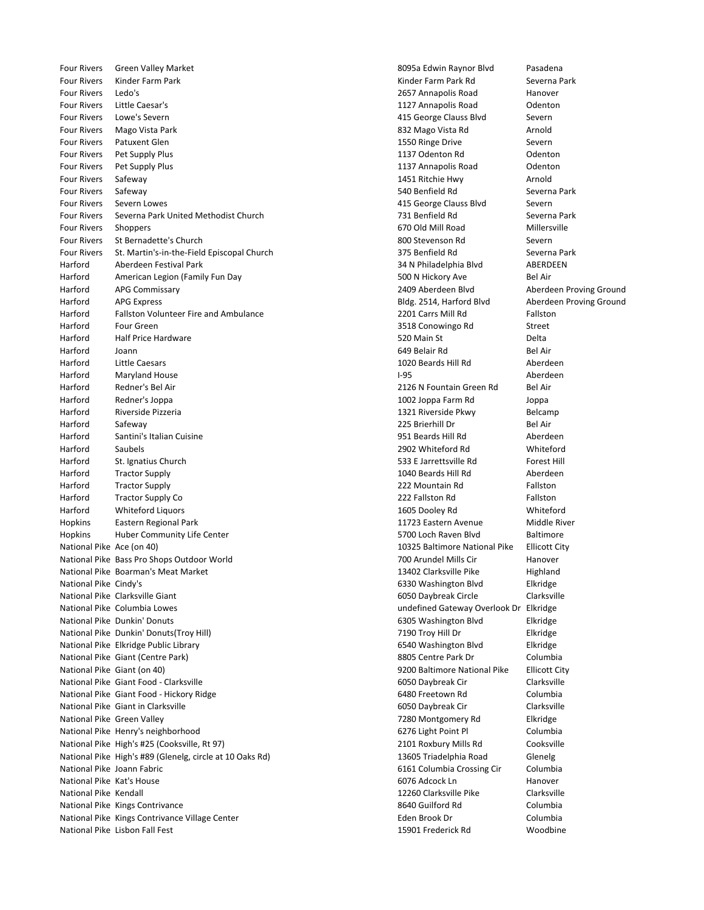| | | | |
|---|---|---|---|
| Four Rivers | Green Valley Market | 8095a Edwin Raynor Blvd | Pasadena |
| Four Rivers | Kinder Farm Park | Kinder Farm Park Rd | Severna Park |
| Four Rivers | Ledo's | 2657 Annapolis Road | Hanover |
| Four Rivers | Little Caesar's | 1127 Annapolis Road | Odenton |
| Four Rivers | Lowe's Severn | 415 George Clauss Blvd | Severn |
| Four Rivers | Mago Vista Park | 832 Mago Vista Rd | Arnold |
| Four Rivers | Patuxent Glen | 1550 Ringe Drive | Severn |
| Four Rivers | Pet Supply Plus | 1137 Odenton Rd | Odenton |
| Four Rivers | Pet Supply Plus | 1137 Annapolis Road | Odenton |
| Four Rivers | Safeway | 1451 Ritchie Hwy | Arnold |
| Four Rivers | Safeway | 540 Benfield Rd | Severna Park |
| Four Rivers | Severn Lowes | 415 George Clauss Blvd | Severn |
| Four Rivers | Severna Park United Methodist Church | 731 Benfield Rd | Severna Park |
| Four Rivers | Shoppers | 670 Old Mill Road | Millersville |
| Four Rivers | St Bernadette's Church | 800 Stevenson Rd | Severn |
| Four Rivers | St. Martin's-in-the-Field Episcopal Church | 375 Benfield Rd | Severna Park |
| Harford | Aberdeen Festival Park | 34 N Philadelphia Blvd | ABERDEEN |
| Harford | American Legion (Family Fun Day | 500 N Hickory Ave | Bel Air |
| Harford | APG Commissary | 2409 Aberdeen Blvd | Aberdeen Proving Ground |
| Harford | APG Express | Bldg. 2514, Harford Blvd | Aberdeen Proving Ground |
| Harford | Fallston Volunteer Fire and Ambulance | 2201 Carrs Mill Rd | Fallston |
| Harford | Four Green | 3518 Conowingo Rd | Street |
| Harford | Half Price Hardware | 520 Main St | Delta |
| Harford | Joann | 649 Belair Rd | Bel Air |
| Harford | Little Caesars | 1020 Beards Hill Rd | Aberdeen |
| Harford | Maryland House | I-95 | Aberdeen |
| Harford | Redner's Bel Air | 2126 N Fountain Green Rd | Bel Air |
| Harford | Redner's Joppa | 1002 Joppa Farm Rd | Joppa |
| Harford | Riverside Pizzeria | 1321 Riverside Pkwy | Belcamp |
| Harford | Safeway | 225 Brierhill Dr | Bel Air |
| Harford | Santini's Italian Cuisine | 951 Beards Hill Rd | Aberdeen |
| Harford | Saubels | 2902 Whiteford Rd | Whiteford |
| Harford | St. Ignatius Church | 533 E Jarrettsville Rd | Forest Hill |
| Harford | Tractor Supply | 1040 Beards Hill Rd | Aberdeen |
| Harford | Tractor Supply | 222 Mountain Rd | Fallston |
| Harford | Tractor Supply Co | 222 Fallston Rd | Fallston |
| Harford | Whiteford Liquors | 1605 Dooley Rd | Whiteford |
| Hopkins | Eastern Regional Park | 11723 Eastern Avenue | Middle River |
| Hopkins | Huber Community Life Center | 5700 Loch Raven Blvd | Baltimore |
| National Pike | Ace (on 40) | 10325 Baltimore National Pike | Ellicott City |
| National Pike | Bass Pro Shops Outdoor World | 700 Arundel Mills Cir | Hanover |
| National Pike | Boarman's Meat Market | 13402 Clarksville Pike | Highland |
| National Pike | Cindy's | 6330 Washington Blvd | Elkridge |
| National Pike | Clarksville Giant | 6050 Daybreak Circle | Clarksville |
| National Pike | Columbia Lowes | undefined Gateway Overlook Dr | Elkridge |
| National Pike | Dunkin' Donuts | 6305 Washington Blvd | Elkridge |
| National Pike | Dunkin' Donuts(Troy Hill) | 7190 Troy Hill Dr | Elkridge |
| National Pike | Elkridge Public Library | 6540 Washington Blvd | Elkridge |
| National Pike | Giant (Centre Park) | 8805 Centre Park Dr | Columbia |
| National Pike | Giant (on 40) | 9200 Baltimore National Pike | Ellicott City |
| National Pike | Giant Food - Clarksville | 6050 Daybreak Cir | Clarksville |
| National Pike | Giant Food - Hickory Ridge | 6480 Freetown Rd | Columbia |
| National Pike | Giant in Clarksville | 6050 Daybreak Cir | Clarksville |
| National Pike | Green Valley | 7280 Montgomery Rd | Elkridge |
| National Pike | Henry's neighborhood | 6276 Light Point Pl | Columbia |
| National Pike | High's #25 (Cooksville, Rt 97) | 2101 Roxbury Mills Rd | Cooksville |
| National Pike | High's #89 (Glenelg, circle at 10 Oaks Rd) | 13605 Triadelphia Road | Glenelg |
| National Pike | Joann Fabric | 6161 Columbia Crossing Cir | Columbia |
| National Pike | Kat's House | 6076 Adcock Ln | Hanover |
| National Pike | Kendall | 12260 Clarksville Pike | Clarksville |
| National Pike | Kings Contrivance | 8640 Guilford Rd | Columbia |
| National Pike | Kings Contrivance Village Center | Eden Brook Dr | Columbia |
| National Pike | Lisbon Fall Fest | 15901 Frederick Rd | Woodbine |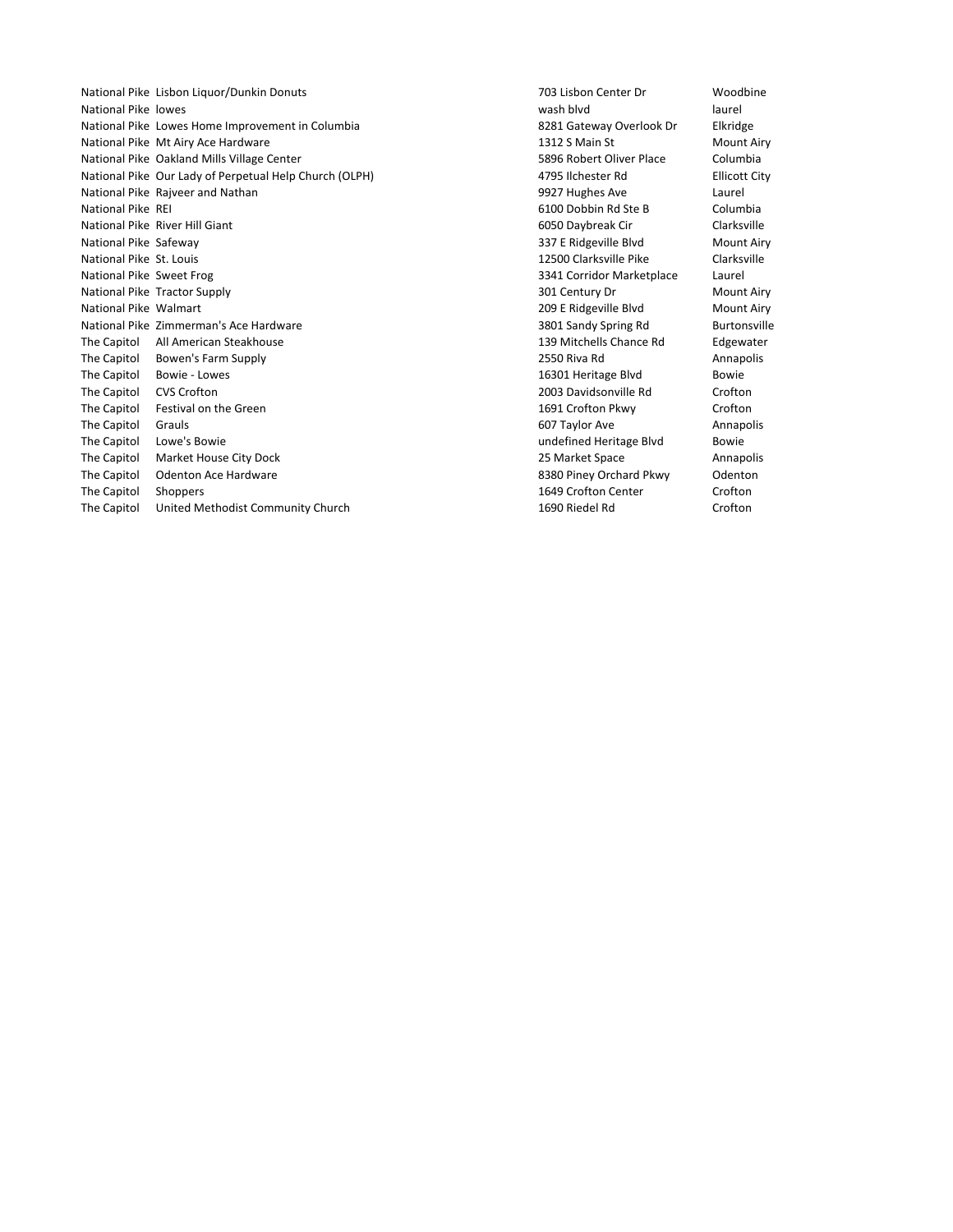| | | | |
|---|---|---|---|
| National Pike | Lisbon Liquor/Dunkin Donuts | 703 Lisbon Center Dr | Woodbine |
| National Pike | lowes | wash blvd | laurel |
| National Pike | Lowes Home Improvement in Columbia | 8281 Gateway Overlook Dr | Elkridge |
| National Pike | Mt Airy Ace Hardware | 1312 S Main St | Mount Airy |
| National Pike | Oakland Mills Village Center | 5896 Robert Oliver Place | Columbia |
| National Pike | Our Lady of Perpetual Help Church (OLPH) | 4795 Ilchester Rd | Ellicott City |
| National Pike | Rajveer and Nathan | 9927 Hughes Ave | Laurel |
| National Pike | REI | 6100 Dobbin Rd Ste B | Columbia |
| National Pike | River Hill Giant | 6050 Daybreak Cir | Clarksville |
| National Pike | Safeway | 337 E Ridgeville Blvd | Mount Airy |
| National Pike | St. Louis | 12500 Clarksville Pike | Clarksville |
| National Pike | Sweet Frog | 3341 Corridor Marketplace | Laurel |
| National Pike | Tractor Supply | 301 Century Dr | Mount Airy |
| National Pike | Walmart | 209 E Ridgeville Blvd | Mount Airy |
| National Pike | Zimmerman's Ace Hardware | 3801 Sandy Spring Rd | Burtonsville |
| The Capitol | All American Steakhouse | 139 Mitchells Chance Rd | Edgewater |
| The Capitol | Bowen's Farm Supply | 2550 Riva Rd | Annapolis |
| The Capitol | Bowie - Lowes | 16301 Heritage Blvd | Bowie |
| The Capitol | CVS Crofton | 2003 Davidsonville Rd | Crofton |
| The Capitol | Festival on the Green | 1691 Crofton Pkwy | Crofton |
| The Capitol | Grauls | 607 Taylor Ave | Annapolis |
| The Capitol | Lowe's Bowie | undefined Heritage Blvd | Bowie |
| The Capitol | Market House City Dock | 25 Market Space | Annapolis |
| The Capitol | Odenton Ace Hardware | 8380 Piney Orchard Pkwy | Odenton |
| The Capitol | Shoppers | 1649 Crofton Center | Crofton |
| The Capitol | United Methodist Community Church | 1690 Riedel Rd | Crofton |